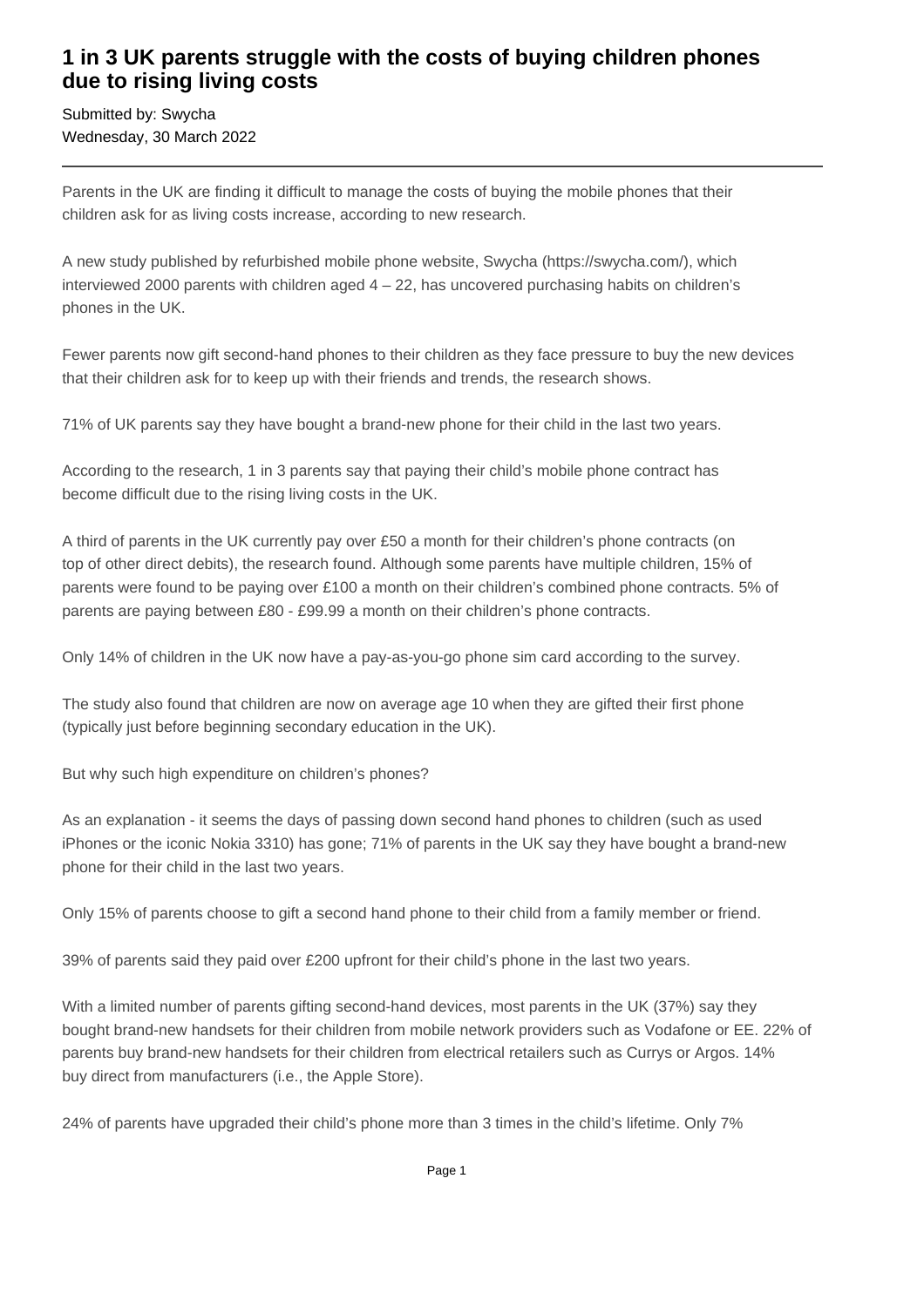# 1 in 3 UK parents struggle with the costs of buying children phones due to rising living costs

Submitted by: Swycha
Wednesday, 30 March 2022

---

Parents in the UK are finding it difficult to manage the costs of buying the mobile phones that their children ask for as living costs increase, according to new research.

A new study published by refurbished mobile phone website, Swycha (https://swycha.com/), which interviewed 2000 parents with children aged 4 – 22, has uncovered purchasing habits on children's phones in the UK.

Fewer parents now gift second-hand phones to their children as they face pressure to buy the new devices that their children ask for to keep up with their friends and trends, the research shows.

71% of UK parents say they have bought a brand-new phone for their child in the last two years.

According to the research, 1 in 3 parents say that paying their child's mobile phone contract has become difficult due to the rising living costs in the UK.

A third of parents in the UK currently pay over £50 a month for their children's phone contracts (on top of other direct debits), the research found. Although some parents have multiple children, 15% of parents were found to be paying over £100 a month on their children's combined phone contracts. 5% of parents are paying between £80 - £99.99 a month on their children's phone contracts.

Only 14% of children in the UK now have a pay-as-you-go phone sim card according to the survey.

The study also found that children are now on average age 10 when they are gifted their first phone (typically just before beginning secondary education in the UK).

But why such high expenditure on children's phones?

As an explanation - it seems the days of passing down second hand phones to children (such as used iPhones or the iconic Nokia 3310) has gone; 71% of parents in the UK say they have bought a brand-new phone for their child in the last two years.

Only 15% of parents choose to gift a second hand phone to their child from a family member or friend.

39% of parents said they paid over £200 upfront for their child's phone in the last two years.

With a limited number of parents gifting second-hand devices, most parents in the UK (37%) say they bought brand-new handsets for their children from mobile network providers such as Vodafone or EE. 22% of parents buy brand-new handsets for their children from electrical retailers such as Currys or Argos. 14% buy direct from manufacturers (i.e., the Apple Store).

24% of parents have upgraded their child's phone more than 3 times in the child's lifetime. Only 7%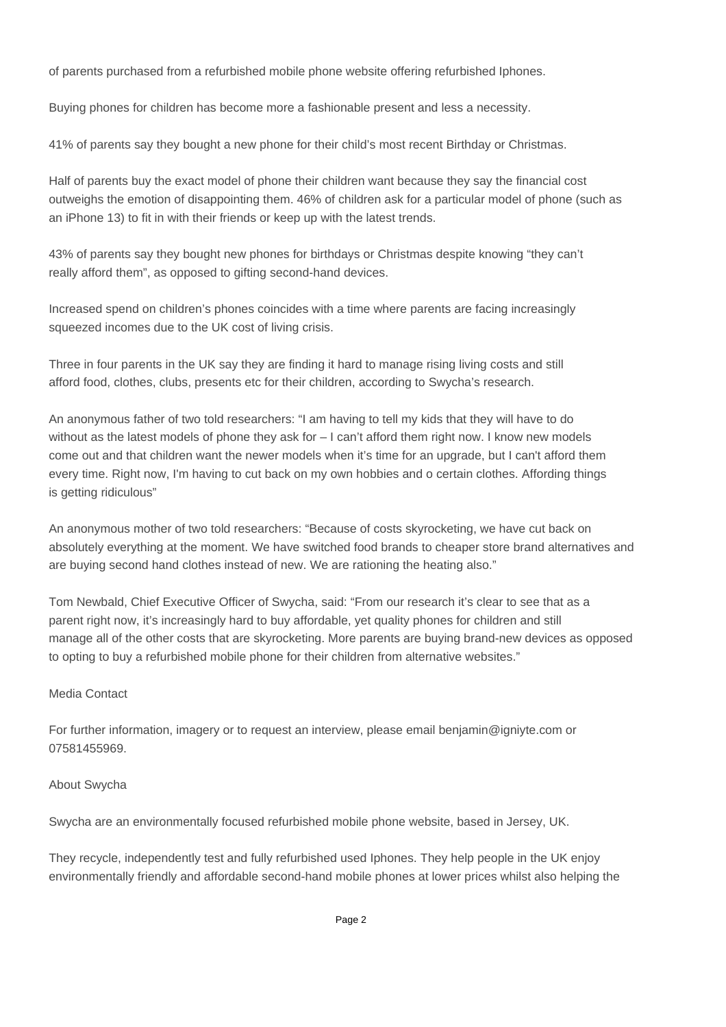of parents purchased from a refurbished mobile phone website offering refurbished Iphones.

Buying phones for children has become more a fashionable present and less a necessity.

41% of parents say they bought a new phone for their child's most recent Birthday or Christmas.

Half of parents buy the exact model of phone their children want because they say the financial cost outweighs the emotion of disappointing them. 46% of children ask for a particular model of phone (such as an iPhone 13) to fit in with their friends or keep up with the latest trends.

43% of parents say they bought new phones for birthdays or Christmas despite knowing "they can't really afford them", as opposed to gifting second-hand devices.

Increased spend on children's phones coincides with a time where parents are facing increasingly squeezed incomes due to the UK cost of living crisis.

Three in four parents in the UK say they are finding it hard to manage rising living costs and still afford food, clothes, clubs, presents etc for their children, according to Swycha's research.

An anonymous father of two told researchers: "I am having to tell my kids that they will have to do without as the latest models of phone they ask for – I can't afford them right now. I know new models come out and that children want the newer models when it's time for an upgrade, but I can't afford them every time. Right now, I'm having to cut back on my own hobbies and o certain clothes. Affording things is getting ridiculous"

An anonymous mother of two told researchers: "Because of costs skyrocketing, we have cut back on absolutely everything at the moment. We have switched food brands to cheaper store brand alternatives and are buying second hand clothes instead of new. We are rationing the heating also."

Tom Newbald, Chief Executive Officer of Swycha, said: "From our research it's clear to see that as a parent right now, it's increasingly hard to buy affordable, yet quality phones for children and still manage all of the other costs that are skyrocketing. More parents are buying brand-new devices as opposed to opting to buy a refurbished mobile phone for their children from alternative websites."

Media Contact

For further information, imagery or to request an interview, please email benjamin@igniyte.com or 07581455969.

About Swycha

Swycha are an environmentally focused refurbished mobile phone website, based in Jersey, UK.

They recycle, independently test and fully refurbished used Iphones. They help people in the UK enjoy environmentally friendly and affordable second-hand mobile phones at lower prices whilst also helping the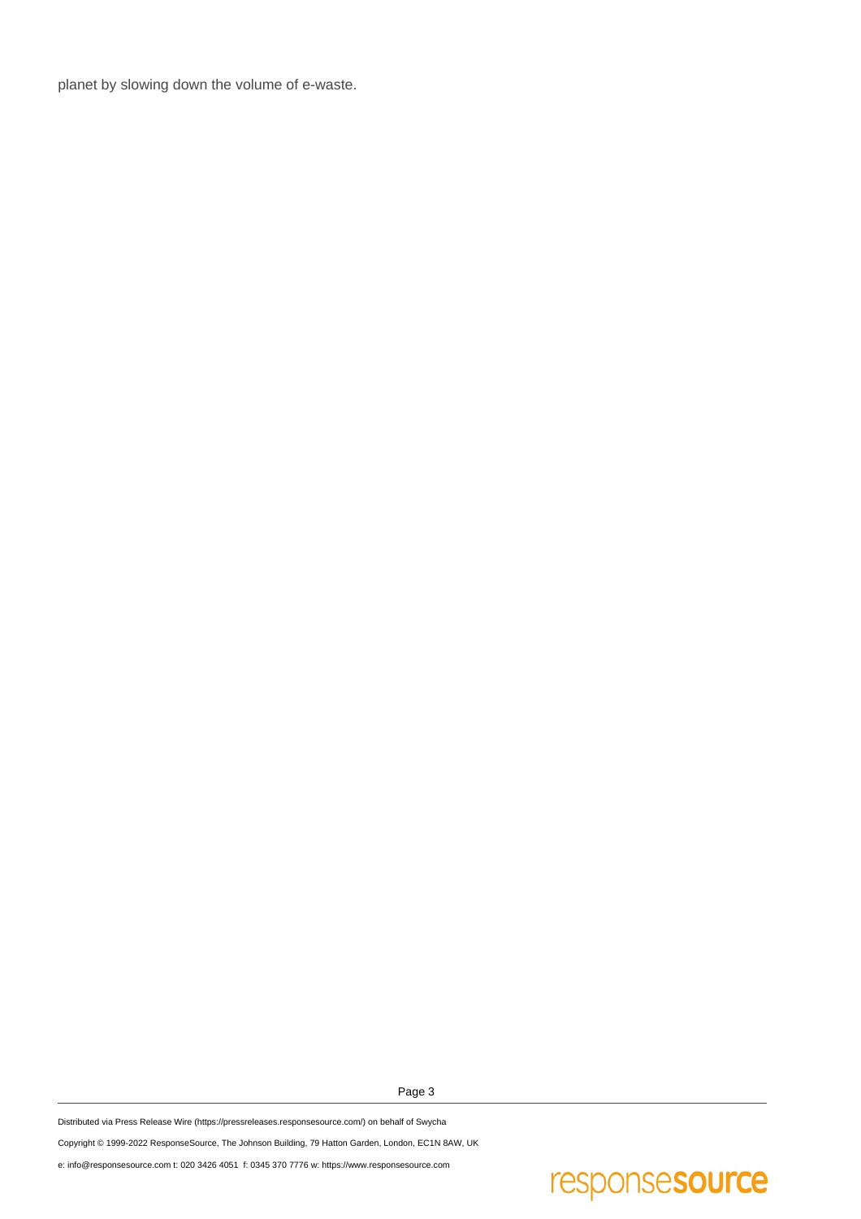planet by slowing down the volume of e-waste.